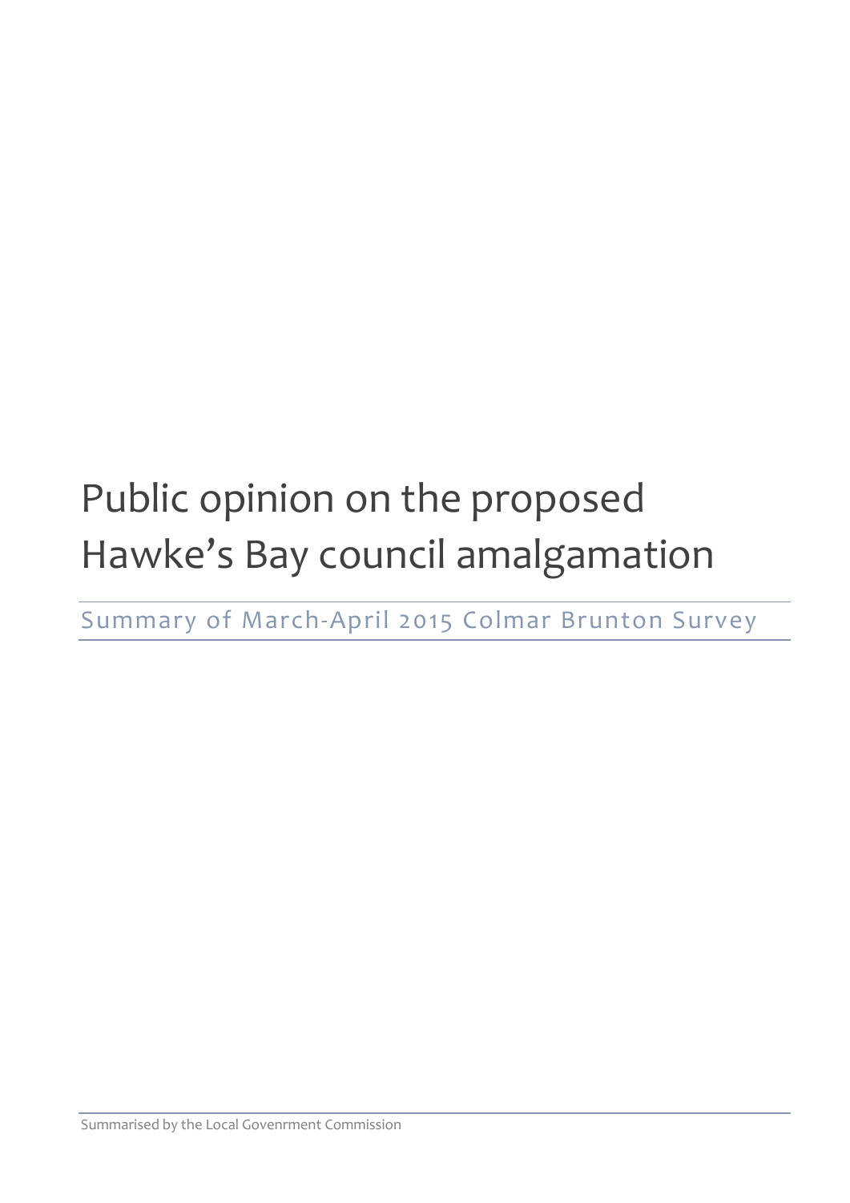# Public opinion on the proposed Hawke's Bay council amalgamation

## Summary of March-April 2015 Colmar Brunton Survey

Summarised by the Local Govenrment Commission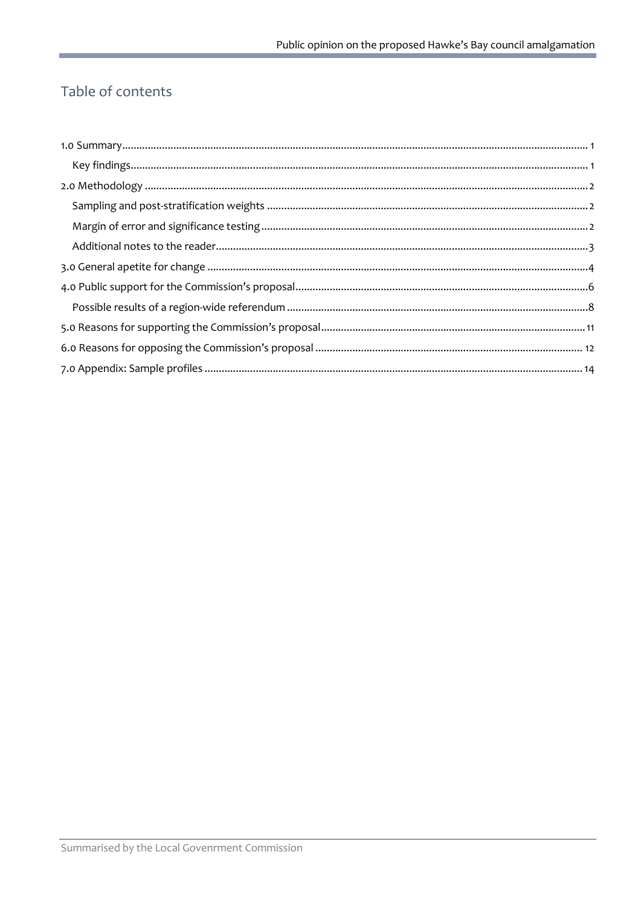## Table of contents

1.0 Summary ..... 1
  Key findings ..... 1
2.0 Methodology ..... 2
  Sampling and post-stratification weights ..... 2
  Margin of error and significance testing ..... 2
  Additional notes to the reader ..... 3
3.0 General apetite for change ..... 4
4.0 Public support for the Commission's proposal ..... 6
  Possible results of a region-wide referendum ..... 8
5.0 Reasons for supporting the Commission's proposal ..... 11
6.0 Reasons for opposing the Commission's proposal ..... 12
7.0 Appendix: Sample profiles ..... 14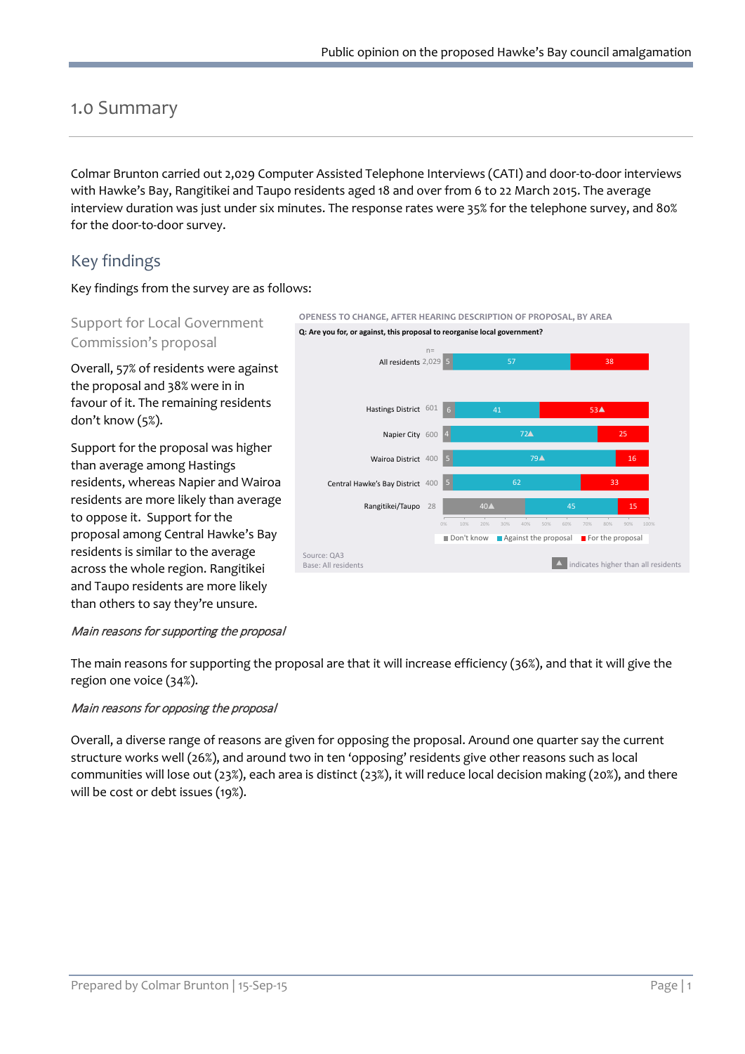# 1.0 Summary

Colmar Brunton carried out 2,029 Computer Assisted Telephone Interviews (CATI) and door-to-door interviews with Hawke's Bay, Rangitikei and Taupo residents aged 18 and over from 6 to 22 March 2015. The average interview duration was just under six minutes. The response rates were 35% for the telephone survey, and 80% for the door-to-door survey.

## Key findings

Key findings from the survey are as follows:

### Support for Local Government Commission's proposal

Overall, 57% of residents were against the proposal and 38% were in in favour of it. The remaining residents don't know (5%).

Support for the proposal was higher than average among Hastings residents, whereas Napier and Wairoa residents are more likely than average to oppose it. Support for the proposal among Central Hawke's Bay residents is similar to the average across the whole region. Rangitikei and Taupo residents are more likely than others to say they're unsure.

**OPENESS TO CHANGE, AFTER HEARING DESCRIPTION OF PROPOSAL, BY AREA**

**Q: Are you for, or against, this proposal to reorganise local government?**

| | n= | Don't know | Against the proposal | For the proposal |
|---|---|---|---|---|
| All residents | 2,029 | 5 | 57 | 38 |
| Hastings District | 601 | 6 | 41 | 53▲ |
| Napier City | 600 | 4 | 72▲ | 25 |
| Wairoa District | 400 | 5 | 79▲ | 16 |
| Central Hawke's Bay District | 400 | 5 | 62 | 33 |
| Rangitikei/Taupo | 28 | 40▲ | 45 | 15 |

Source: QA3
Base: All residents
▲ indicates higher than all residents

*Main reasons for supporting the proposal*

The main reasons for supporting the proposal are that it will increase efficiency (36%), and that it will give the region one voice (34%).

*Main reasons for opposing the proposal*

Overall, a diverse range of reasons are given for opposing the proposal. Around one quarter say the current structure works well (26%), and around two in ten 'opposing' residents give other reasons such as local communities will lose out (23%), each area is distinct (23%), it will reduce local decision making (20%), and there will be cost or debt issues (19%).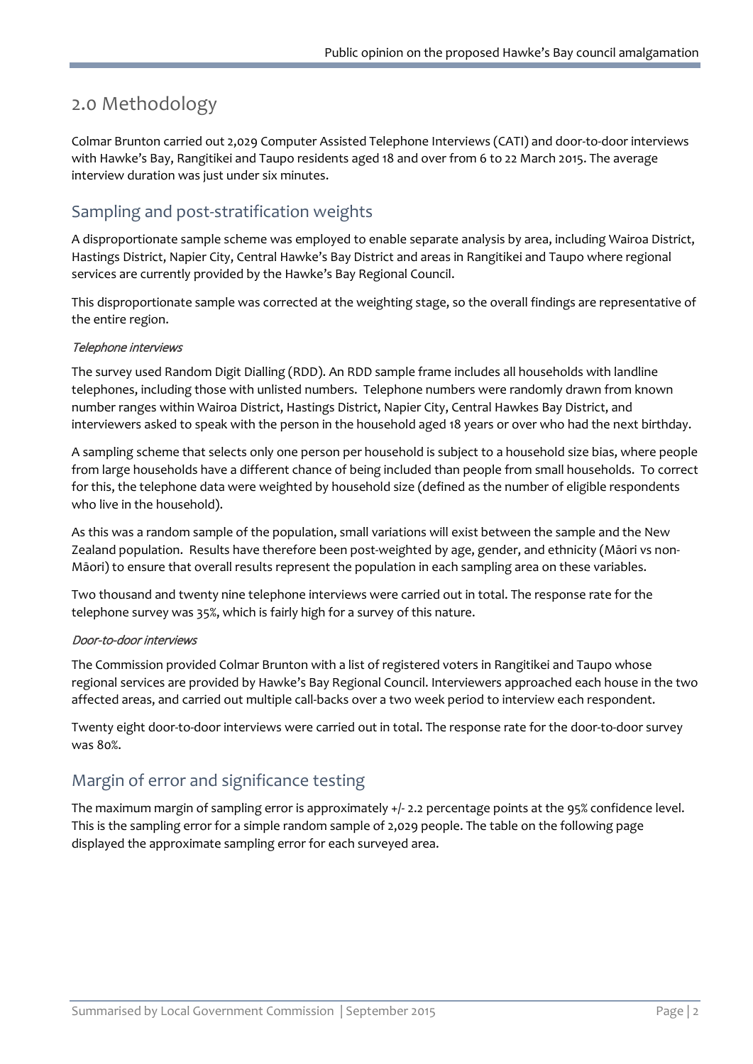# 2.0 Methodology

Colmar Brunton carried out 2,029 Computer Assisted Telephone Interviews (CATI) and door-to-door interviews with Hawke's Bay, Rangitikei and Taupo residents aged 18 and over from 6 to 22 March 2015. The average interview duration was just under six minutes.

## Sampling and post-stratification weights

A disproportionate sample scheme was employed to enable separate analysis by area, including Wairoa District, Hastings District, Napier City, Central Hawke's Bay District and areas in Rangitikei and Taupo where regional services are currently provided by the Hawke's Bay Regional Council.

This disproportionate sample was corrected at the weighting stage, so the overall findings are representative of the entire region.

### *Telephone interviews*

The survey used Random Digit Dialling (RDD). An RDD sample frame includes all households with landline telephones, including those with unlisted numbers. Telephone numbers were randomly drawn from known number ranges within Wairoa District, Hastings District, Napier City, Central Hawkes Bay District, and interviewers asked to speak with the person in the household aged 18 years or over who had the next birthday.

A sampling scheme that selects only one person per household is subject to a household size bias, where people from large households have a different chance of being included than people from small households. To correct for this, the telephone data were weighted by household size (defined as the number of eligible respondents who live in the household).

As this was a random sample of the population, small variations will exist between the sample and the New Zealand population. Results have therefore been post-weighted by age, gender, and ethnicity (Māori vs non-Māori) to ensure that overall results represent the population in each sampling area on these variables.

Two thousand and twenty nine telephone interviews were carried out in total. The response rate for the telephone survey was 35%, which is fairly high for a survey of this nature.

### *Door-to-door interviews*

The Commission provided Colmar Brunton with a list of registered voters in Rangitikei and Taupo whose regional services are provided by Hawke's Bay Regional Council. Interviewers approached each house in the two affected areas, and carried out multiple call-backs over a two week period to interview each respondent.

Twenty eight door-to-door interviews were carried out in total. The response rate for the door-to-door survey was 80%.

## Margin of error and significance testing

The maximum margin of sampling error is approximately +/- 2.2 percentage points at the 95% confidence level. This is the sampling error for a simple random sample of 2,029 people. The table on the following page displayed the approximate sampling error for each surveyed area.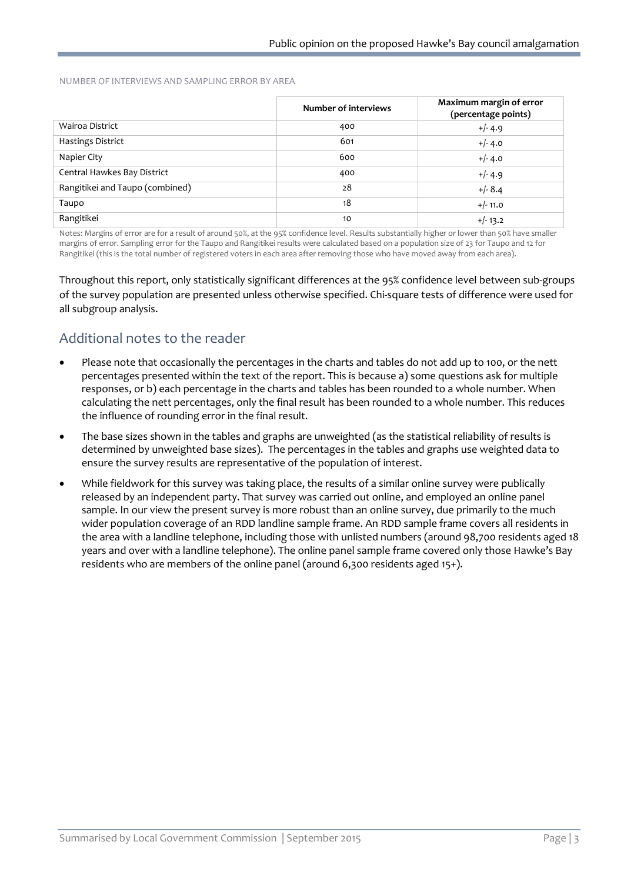NUMBER OF INTERVIEWS AND SAMPLING ERROR BY AREA

| | Number of interviews | Maximum margin of error (percentage points) |
|---|---|---|
| Wairoa District | 400 | +/- 4.9 |
| Hastings District | 601 | +/- 4.0 |
| Napier City | 600 | +/- 4.0 |
| Central Hawkes Bay District | 400 | +/- 4.9 |
| Rangitikei and Taupo (combined) | 28 | +/- 8.4 |
| Taupo | 18 | +/- 11.0 |
| Rangitikei | 10 | +/- 13.2 |

Notes: Margins of error are for a result of around 50%, at the 95% confidence level. Results substantially higher or lower than 50% have smaller margins of error. Sampling error for the Taupo and Rangitikei results were calculated based on a population size of 23 for Taupo and 12 for Rangitikei (this is the total number of registered voters in each area after removing those who have moved away from each area).

Throughout this report, only statistically significant differences at the 95% confidence level between sub-groups of the survey population are presented unless otherwise specified. Chi-square tests of difference were used for all subgroup analysis.

## Additional notes to the reader

- Please note that occasionally the percentages in the charts and tables do not add up to 100, or the nett percentages presented within the text of the report. This is because a) some questions ask for multiple responses, or b) each percentage in the charts and tables has been rounded to a whole number. When calculating the nett percentages, only the final result has been rounded to a whole number. This reduces the influence of rounding error in the final result.
- The base sizes shown in the tables and graphs are unweighted (as the statistical reliability of results is determined by unweighted base sizes). The percentages in the tables and graphs use weighted data to ensure the survey results are representative of the population of interest.
- While fieldwork for this survey was taking place, the results of a similar online survey were publically released by an independent party. That survey was carried out online, and employed an online panel sample. In our view the present survey is more robust than an online survey, due primarily to the much wider population coverage of an RDD landline sample frame. An RDD sample frame covers all residents in the area with a landline telephone, including those with unlisted numbers (around 98,700 residents aged 18 years and over with a landline telephone). The online panel sample frame covered only those Hawke's Bay residents who are members of the online panel (around 6,300 residents aged 15+).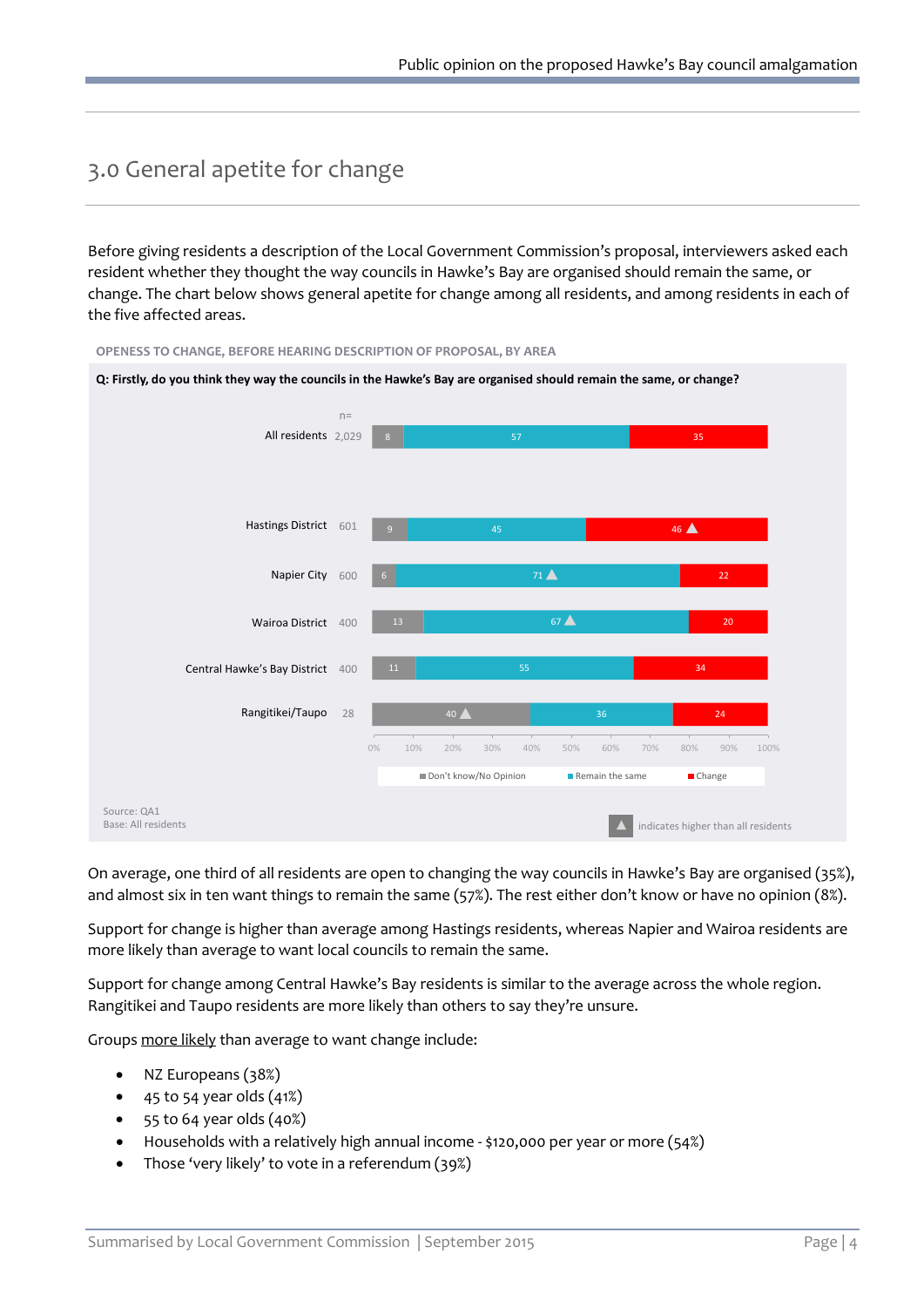# 3.0 General apetite for change

Before giving residents a description of the Local Government Commission's proposal, interviewers asked each resident whether they thought the way councils in Hawke's Bay are organised should remain the same, or change. The chart below shows general apetite for change among all residents, and among residents in each of the five affected areas.

OPENESS TO CHANGE, BEFORE HEARING DESCRIPTION OF PROPOSAL, BY AREA

**Q: Firstly, do you think they way the councils in the Hawke's Bay are organised should remain the same, or change?**

| | n= | Don't know/No Opinion | Remain the same | Change |
|---|---|---|---|---|
| All residents | 2,029 | 8 | 57 | 35 |
| Hastings District | 601 | 9 | 45 | 46 ▲ |
| Napier City | 600 | 6 | 71 ▲ | 22 |
| Wairoa District | 400 | 13 | 67 ▲ | 20 |
| Central Hawke's Bay District | 400 | 11 | 55 | 34 |
| Rangitikei/Taupo | 28 | 40 ▲ | 36 | 24 |

▲ indicates higher than all residents

Source: QA1
Base: All residents

On average, one third of all residents are open to changing the way councils in Hawke's Bay are organised (35%), and almost six in ten want things to remain the same (57%). The rest either don't know or have no opinion (8%).

Support for change is higher than average among Hastings residents, whereas Napier and Wairoa residents are more likely than average to want local councils to remain the same.

Support for change among Central Hawke's Bay residents is similar to the average across the whole region. Rangitikei and Taupo residents are more likely than others to say they're unsure.

Groups more likely than average to want change include:

- NZ Europeans (38%)
- 45 to 54 year olds (41%)
- 55 to 64 year olds (40%)
- Households with a relatively high annual income - $120,000 per year or more (54%)
- Those 'very likely' to vote in a referendum (39%)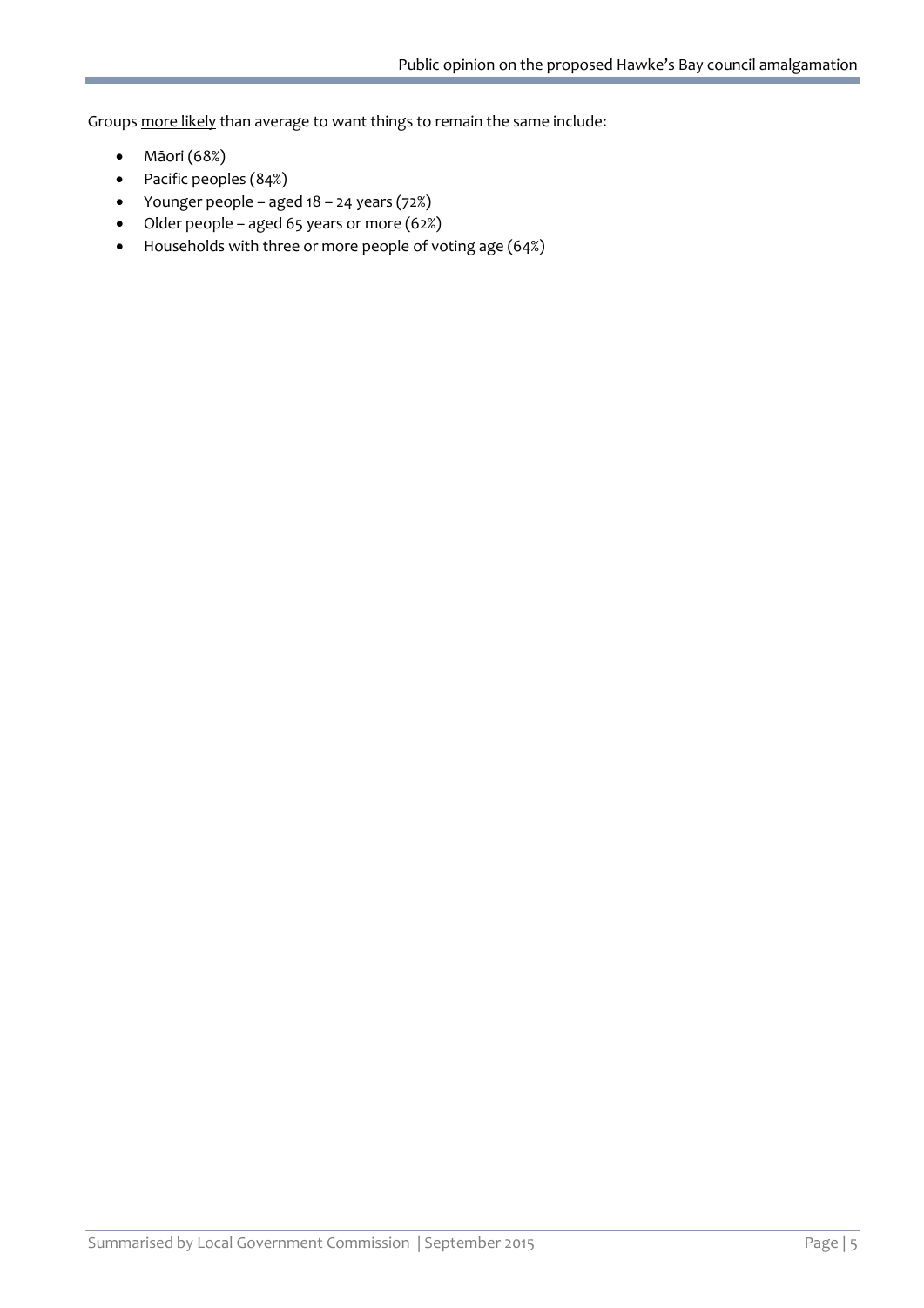Groups <u>more likely</u> than average to want things to remain the same include:

- Māori (68%)
- Pacific peoples (84%)
- Younger people – aged 18 – 24 years (72%)
- Older people – aged 65 years or more (62%)
- Households with three or more people of voting age (64%)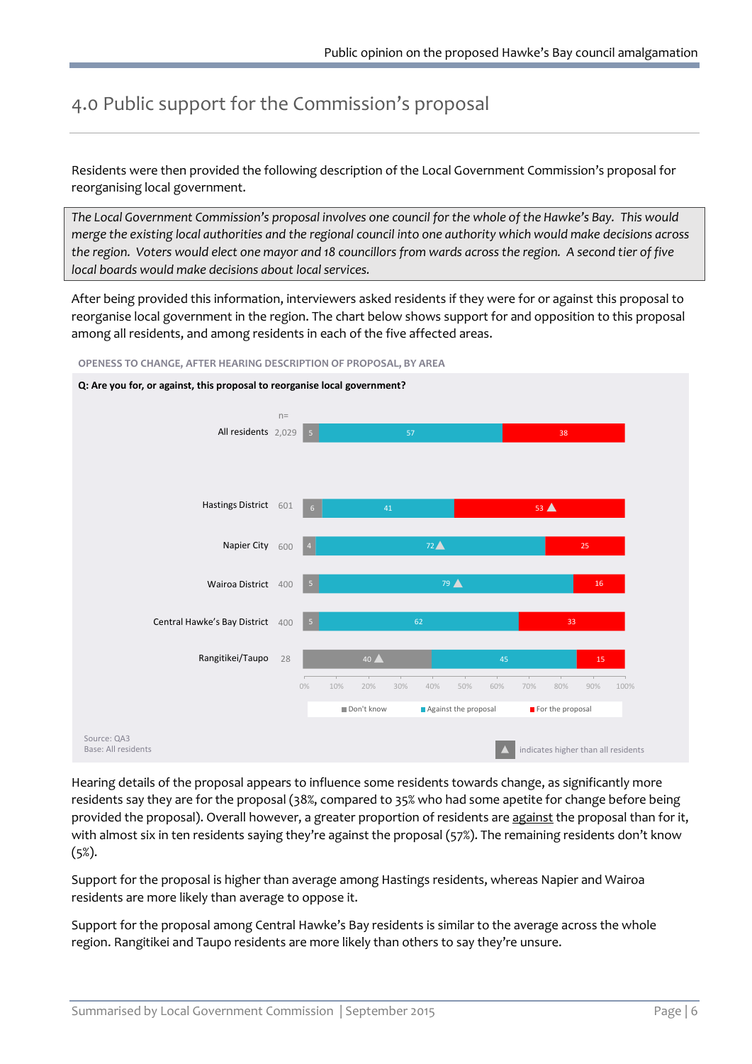## 4.0 Public support for the Commission's proposal

Residents were then provided the following description of the Local Government Commission's proposal for reorganising local government.

> *The Local Government Commission's proposal involves one council for the whole of the Hawke's Bay. This would merge the existing local authorities and the regional council into one authority which would make decisions across the region. Voters would elect one mayor and 18 councillors from wards across the region. A second tier of five local boards would make decisions about local services.*

After being provided this information, interviewers asked residents if they were for or against this proposal to reorganise local government in the region. The chart below shows support for and opposition to this proposal among all residents, and among residents in each of the five affected areas.

OPENESS TO CHANGE, AFTER HEARING DESCRIPTION OF PROPOSAL, BY AREA

**Q: Are you for, or against, this proposal to reorganise local government?**

| Area | n= | Don't know | Against the proposal | For the proposal |
|---|---|---|---|---|
| All residents | 2,029 | 5 | 57 | 38 |
| Hastings District | 601 | 6 | 41 | 53 ▲ |
| Napier City | 600 | 4 | 72 ▲ | 25 |
| Wairoa District | 400 | 5 | 79 ▲ | 16 |
| Central Hawke's Bay District | 400 | 5 | 62 | 33 |
| Rangitikei/Taupo | 28 | 40 ▲ | 45 | 15 |

Source: QA3
Base: All residents

▲ indicates higher than all residents

Hearing details of the proposal appears to influence some residents towards change, as significantly more residents say they are for the proposal (38%, compared to 35% who had some apetite for change before being provided the proposal). Overall however, a greater proportion of residents are <u>against</u> the proposal than for it, with almost six in ten residents saying they're against the proposal (57%). The remaining residents don't know (5%).

Support for the proposal is higher than average among Hastings residents, whereas Napier and Wairoa residents are more likely than average to oppose it.

Support for the proposal among Central Hawke's Bay residents is similar to the average across the whole region. Rangitikei and Taupo residents are more likely than others to say they're unsure.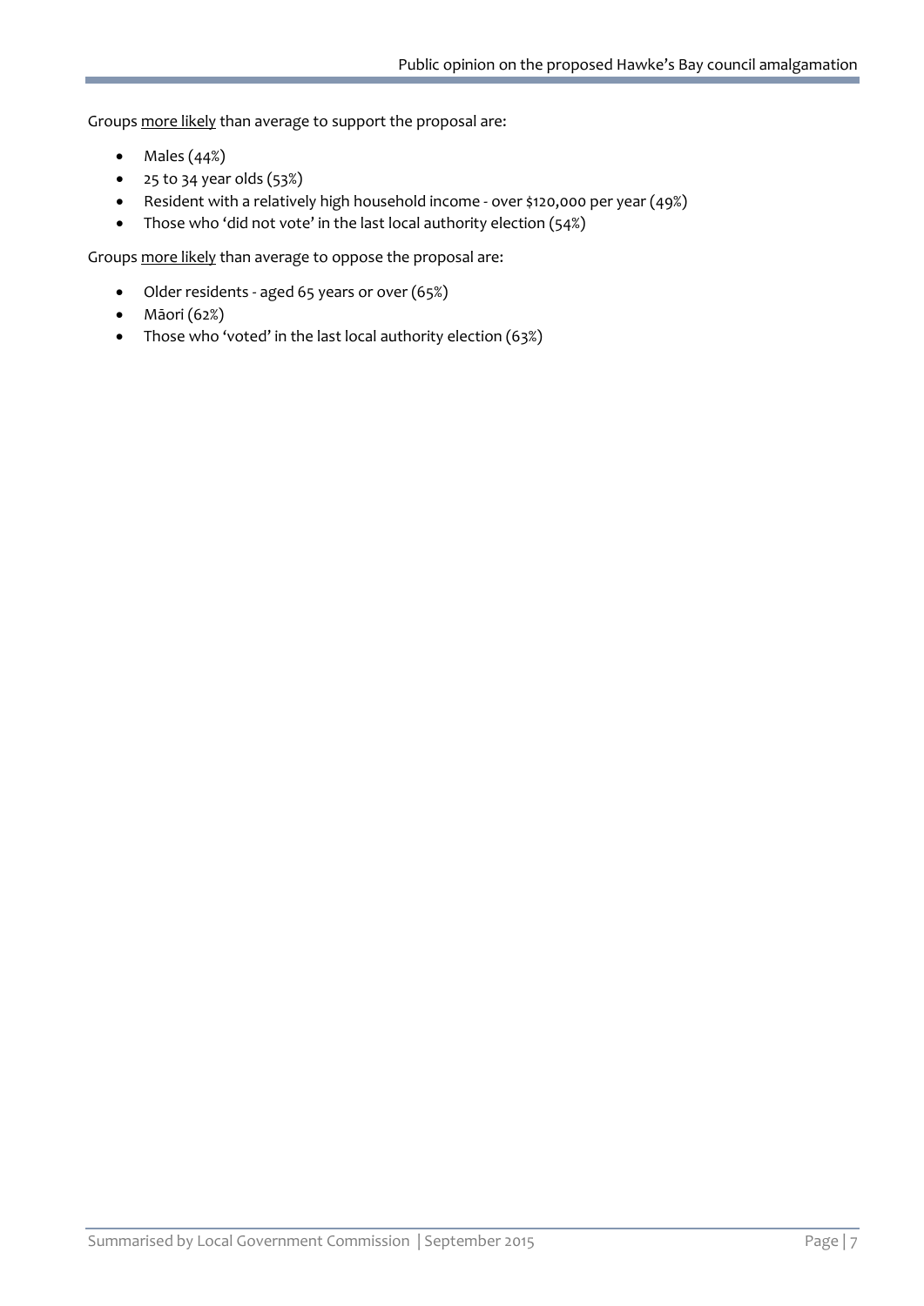Groups more likely than average to support the proposal are:

- Males (44%)
- 25 to 34 year olds (53%)
- Resident with a relatively high household income - over $120,000 per year (49%)
- Those who 'did not vote' in the last local authority election (54%)

Groups more likely than average to oppose the proposal are:

- Older residents - aged 65 years or over (65%)
- Māori (62%)
- Those who 'voted' in the last local authority election (63%)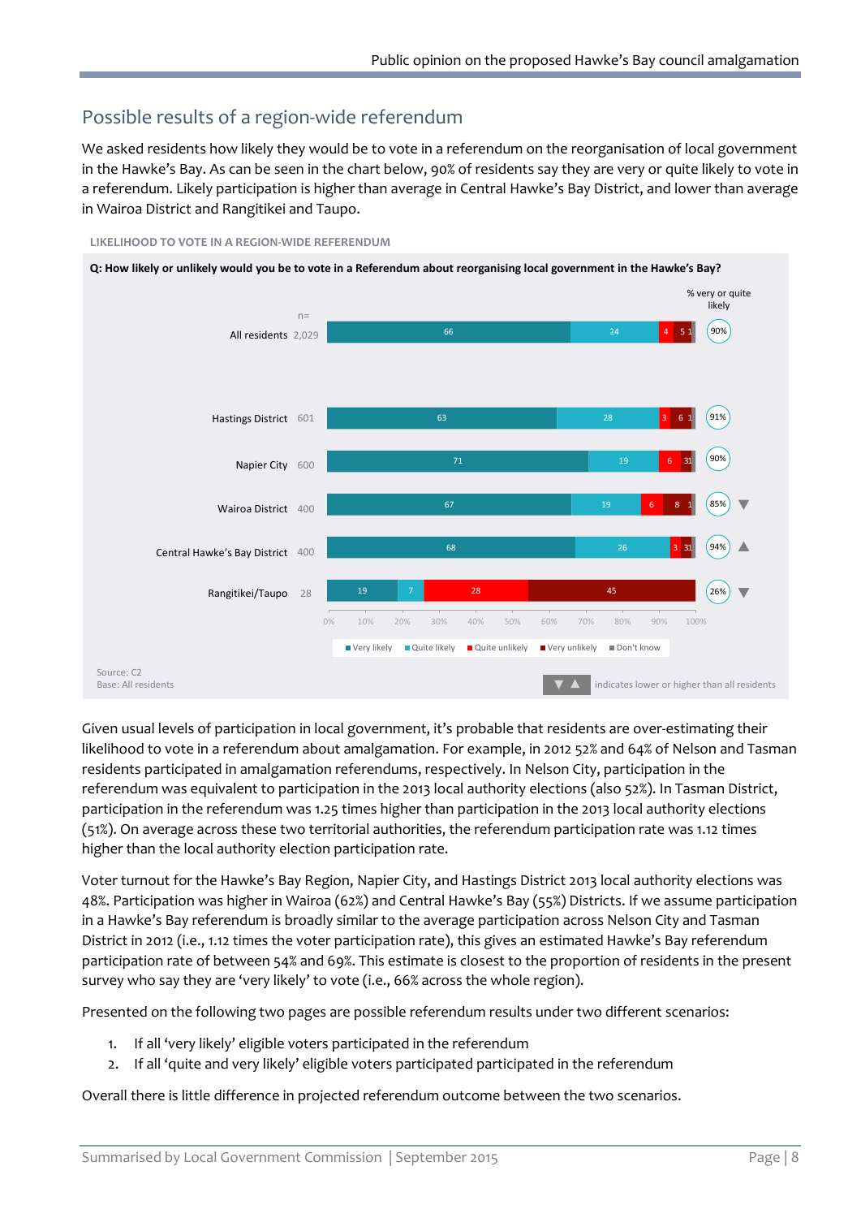## Possible results of a region-wide referendum

We asked residents how likely they would be to vote in a referendum on the reorganisation of local government in the Hawke's Bay. As can be seen in the chart below, 90% of residents say they are very or quite likely to vote in a referendum. Likely participation is higher than average in Central Hawke's Bay District, and lower than average in Wairoa District and Rangitikei and Taupo.

LIKELIHOOD TO VOTE IN A REGION-WIDE REFERENDUM

**Q: How likely or unlikely would you be to vote in a Referendum about reorganising local government in the Hawke's Bay?**

| | n= | Very likely | Quite likely | Quite unlikely | Very unlikely | Don't know | % very or quite likely |
|---|---|---|---|---|---|---|---|
| All residents | 2,029 | 66 | 24 | 4 | 5 | 1 | 90% |
| Hastings District | 601 | 63 | 28 | 3 | 6 | 1 | 91% |
| Napier City | 600 | 71 | 19 | 6 | 3 | 1 | 90% |
| Wairoa District | 400 | 67 | 19 | 6 | 8 | 1 | 85% ▼ |
| Central Hawke's Bay District | 400 | 68 | 26 | 3 | 3 | 1 | 94% ▲ |
| Rangitikei/Taupo | 28 | 19 | 7 | 28 | 45 | | 26% ▼ |

Source: C2
Base: All residents

▼▲ indicates lower or higher than all residents

Given usual levels of participation in local government, it's probable that residents are over-estimating their likelihood to vote in a referendum about amalgamation. For example, in 2012 52% and 64% of Nelson and Tasman residents participated in amalgamation referendums, respectively. In Nelson City, participation in the referendum was equivalent to participation in the 2013 local authority elections (also 52%). In Tasman District, participation in the referendum was 1.25 times higher than participation in the 2013 local authority elections (51%). On average across these two territorial authorities, the referendum participation rate was 1.12 times higher than the local authority election participation rate.

Voter turnout for the Hawke's Bay Region, Napier City, and Hastings District 2013 local authority elections was 48%. Participation was higher in Wairoa (62%) and Central Hawke's Bay (55%) Districts. If we assume participation in a Hawke's Bay referendum is broadly similar to the average participation across Nelson City and Tasman District in 2012 (i.e., 1.12 times the voter participation rate), this gives an estimated Hawke's Bay referendum participation rate of between 54% and 69%. This estimate is closest to the proportion of residents in the present survey who say they are 'very likely' to vote (i.e., 66% across the whole region).

Presented on the following two pages are possible referendum results under two different scenarios:

1. If all 'very likely' eligible voters participated in the referendum
2. If all 'quite and very likely' eligible voters participated participated in the referendum

Overall there is little difference in projected referendum outcome between the two scenarios.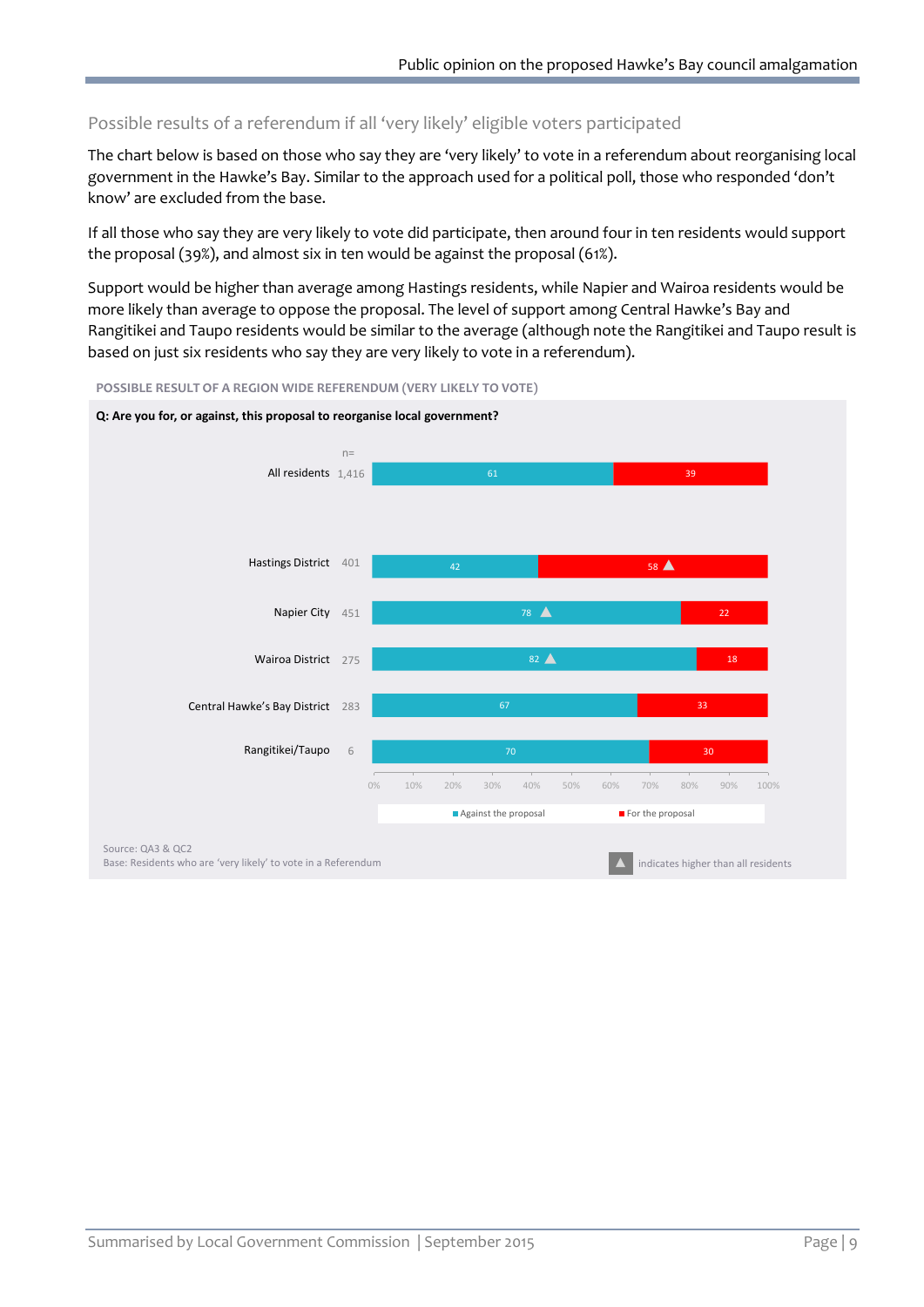## Possible results of a referendum if all 'very likely' eligible voters participated

The chart below is based on those who say they are 'very likely' to vote in a referendum about reorganising local government in the Hawke's Bay. Similar to the approach used for a political poll, those who responded 'don't know' are excluded from the base.

If all those who say they are very likely to vote did participate, then around four in ten residents would support the proposal (39%), and almost six in ten would be against the proposal (61%).

Support would be higher than average among Hastings residents, while Napier and Wairoa residents would be more likely than average to oppose the proposal. The level of support among Central Hawke's Bay and Rangitikei and Taupo residents would be similar to the average (although note the Rangitikei and Taupo result is based on just six residents who say they are very likely to vote in a referendum).

POSSIBLE RESULT OF A REGION WIDE REFERENDUM (VERY LIKELY TO VOTE)

**Q: Are you for, or against, this proposal to reorganise local government?**

| | n= | Against the proposal (%) | For the proposal (%) |
|---|---|---|---|
| All residents | 1,416 | 61 | 39 |
| Hastings District | 401 | 42 | 58 ▲ |
| Napier City | 451 | 78 ▲ | 22 |
| Wairoa District | 275 | 82 ▲ | 18 |
| Central Hawke's Bay District | 283 | 67 | 33 |
| Rangitikei/Taupo | 6 | 70 | 30 |

Source: QA3 & QC2

Base: Residents who are 'very likely' to vote in a Referendum

▲ indicates higher than all residents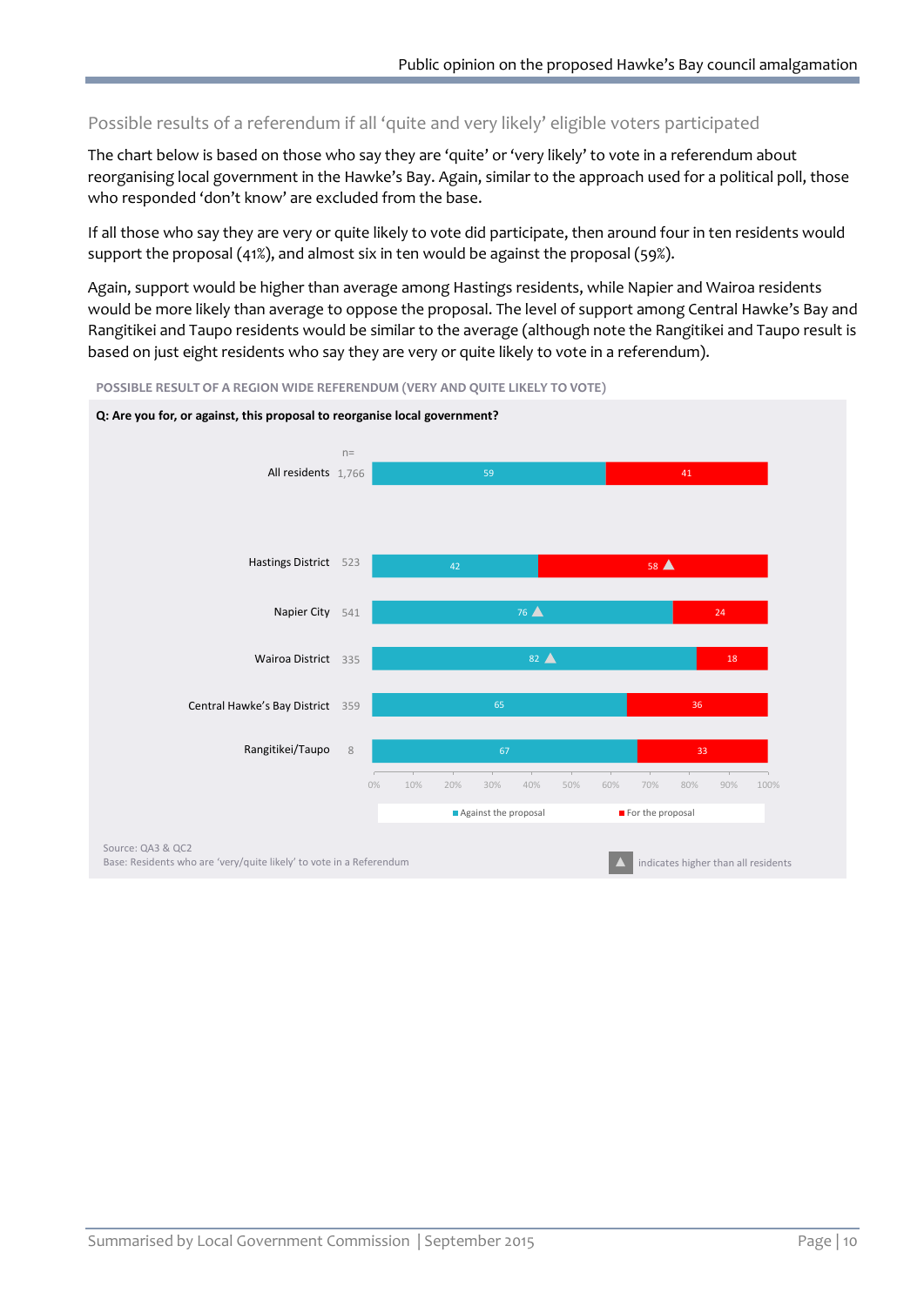## Possible results of a referendum if all 'quite and very likely' eligible voters participated

The chart below is based on those who say they are 'quite' or 'very likely' to vote in a referendum about reorganising local government in the Hawke's Bay. Again, similar to the approach used for a political poll, those who responded 'don't know' are excluded from the base.

If all those who say they are very or quite likely to vote did participate, then around four in ten residents would support the proposal (41%), and almost six in ten would be against the proposal (59%).

Again, support would be higher than average among Hastings residents, while Napier and Wairoa residents would be more likely than average to oppose the proposal. The level of support among Central Hawke's Bay and Rangitikei and Taupo residents would be similar to the average (although note the Rangitikei and Taupo result is based on just eight residents who say they are very or quite likely to vote in a referendum).

**POSSIBLE RESULT OF A REGION WIDE REFERENDUM (VERY AND QUITE LIKELY TO VOTE)**

**Q: Are you for, or against, this proposal to reorganise local government?**

| | n= | Against the proposal (%) | For the proposal (%) |
|---|---|---|---|
| All residents | 1,766 | 59 | 41 |
| Hastings District | 523 | 42 | 58 ▲ |
| Napier City | 541 | 76 ▲ | 24 |
| Wairoa District | 335 | 82 ▲ | 18 |
| Central Hawke's Bay District | 359 | 65 | 36 |
| Rangitikei/Taupo | 8 | 67 | 33 |

▲ indicates higher than all residents

Source: QA3 & QC2
Base: Residents who are 'very/quite likely' to vote in a Referendum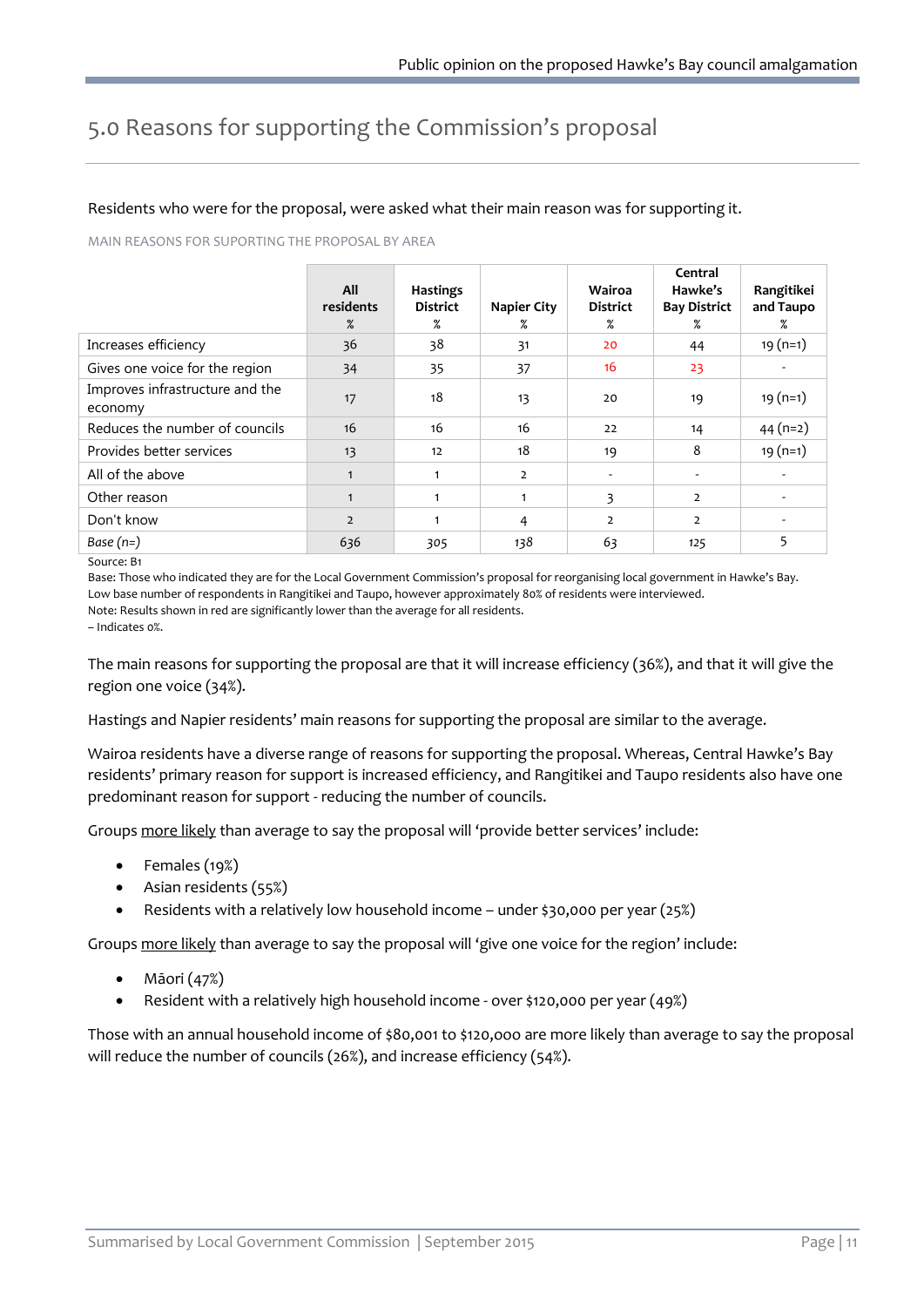# 5.0 Reasons for supporting the Commission's proposal

Residents who were for the proposal, were asked what their main reason was for supporting it.

MAIN REASONS FOR SUPORTING THE PROPOSAL BY AREA

| | All residents % | Hastings District % | Napier City % | Wairoa District % | Central Hawke's Bay District % | Rangitikei and Taupo % |
|---|---|---|---|---|---|---|
| Increases efficiency | 36 | 38 | 31 | 20 | 44 | 19 (n=1) |
| Gives one voice for the region | 34 | 35 | 37 | 16 | 23 | - |
| Improves infrastructure and the economy | 17 | 18 | 13 | 20 | 19 | 19 (n=1) |
| Reduces the number of councils | 16 | 16 | 16 | 22 | 14 | 44 (n=2) |
| Provides better services | 13 | 12 | 18 | 19 | 8 | 19 (n=1) |
| All of the above | 1 | 1 | 2 | - | - | - |
| Other reason | 1 | 1 | 1 | 3 | 2 | - |
| Don't know | 2 | 1 | 4 | 2 | 2 | - |
| *Base (n=)* | 636 | 305 | 138 | 63 | 125 | 5 |

Source: B1

Base: Those who indicated they are for the Local Government Commission's proposal for reorganising local government in Hawke's Bay.

Low base number of respondents in Rangitikei and Taupo, however approximately 80% of residents were interviewed.

Note: Results shown in red are significantly lower than the average for all residents.

– Indicates 0%.

The main reasons for supporting the proposal are that it will increase efficiency (36%), and that it will give the region one voice (34%).

Hastings and Napier residents' main reasons for supporting the proposal are similar to the average.

Wairoa residents have a diverse range of reasons for supporting the proposal. Whereas, Central Hawke's Bay residents' primary reason for support is increased efficiency, and Rangitikei and Taupo residents also have one predominant reason for support - reducing the number of councils.

Groups more likely than average to say the proposal will 'provide better services' include:

- Females (19%)
- Asian residents (55%)
- Residents with a relatively low household income – under $30,000 per year (25%)

Groups more likely than average to say the proposal will 'give one voice for the region' include:

- Māori (47%)
- Resident with a relatively high household income - over $120,000 per year (49%)

Those with an annual household income of $80,001 to $120,000 are more likely than average to say the proposal will reduce the number of councils (26%), and increase efficiency (54%).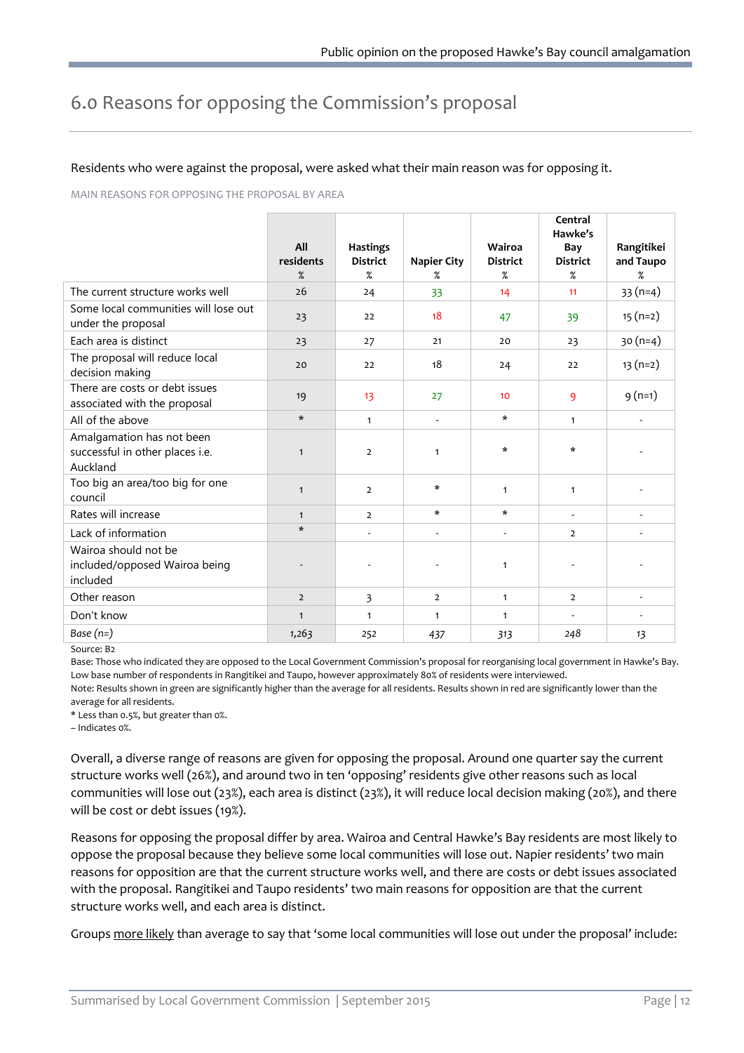# 6.0 Reasons for opposing the Commission's proposal

Residents who were against the proposal, were asked what their main reason was for opposing it.

MAIN REASONS FOR OPPOSING THE PROPOSAL BY AREA

| | All residents % | Hastings District % | Napier City % | Wairoa District % | Central Hawke's Bay District % | Rangitikei and Taupo % |
|---|---|---|---|---|---|---|
| The current structure works well | 26 | 24 | 33 | 14 | 11 | 33 (n=4) |
| Some local communities will lose out under the proposal | 23 | 22 | 18 | 47 | 39 | 15 (n=2) |
| Each area is distinct | 23 | 27 | 21 | 20 | 23 | 30 (n=4) |
| The proposal will reduce local decision making | 20 | 22 | 18 | 24 | 22 | 13 (n=2) |
| There are costs or debt issues associated with the proposal | 19 | 13 | 27 | 10 | 9 | 9 (n=1) |
| All of the above | * | 1 | - | * | 1 | - |
| Amalgamation has not been successful in other places i.e. Auckland | 1 | 2 | 1 | * | * | - |
| Too big an area/too big for one council | 1 | 2 | * | 1 | 1 | - |
| Rates will increase | 1 | 2 | * | * | - | - |
| Lack of information | * | - | - | - | 2 | - |
| Wairoa should not be included/opposed Wairoa being included | - | - | - | 1 | - | - |
| Other reason | 2 | 3 | 2 | 1 | 2 | - |
| Don't know | 1 | 1 | 1 | 1 | - | - |
| *Base (n=)* | *1,263* | *252* | *437* | *313* | *248* | *13* |

Source: B2

Base: Those who indicated they are opposed to the Local Government Commission's proposal for reorganising local government in Hawke's Bay. Low base number of respondents in Rangitikei and Taupo, however approximately 80% of residents were interviewed.

Note: Results shown in green are significantly higher than the average for all residents. Results shown in red are significantly lower than the average for all residents.

* Less than 0.5%, but greater than 0%.

– Indicates 0%.

Overall, a diverse range of reasons are given for opposing the proposal. Around one quarter say the current structure works well (26%), and around two in ten 'opposing' residents give other reasons such as local communities will lose out (23%), each area is distinct (23%), it will reduce local decision making (20%), and there will be cost or debt issues (19%).

Reasons for opposing the proposal differ by area. Wairoa and Central Hawke's Bay residents are most likely to oppose the proposal because they believe some local communities will lose out. Napier residents' two main reasons for opposition are that the current structure works well, and there are costs or debt issues associated with the proposal. Rangitikei and Taupo residents' two main reasons for opposition are that the current structure works well, and each area is distinct.

Groups more likely than average to say that 'some local communities will lose out under the proposal' include: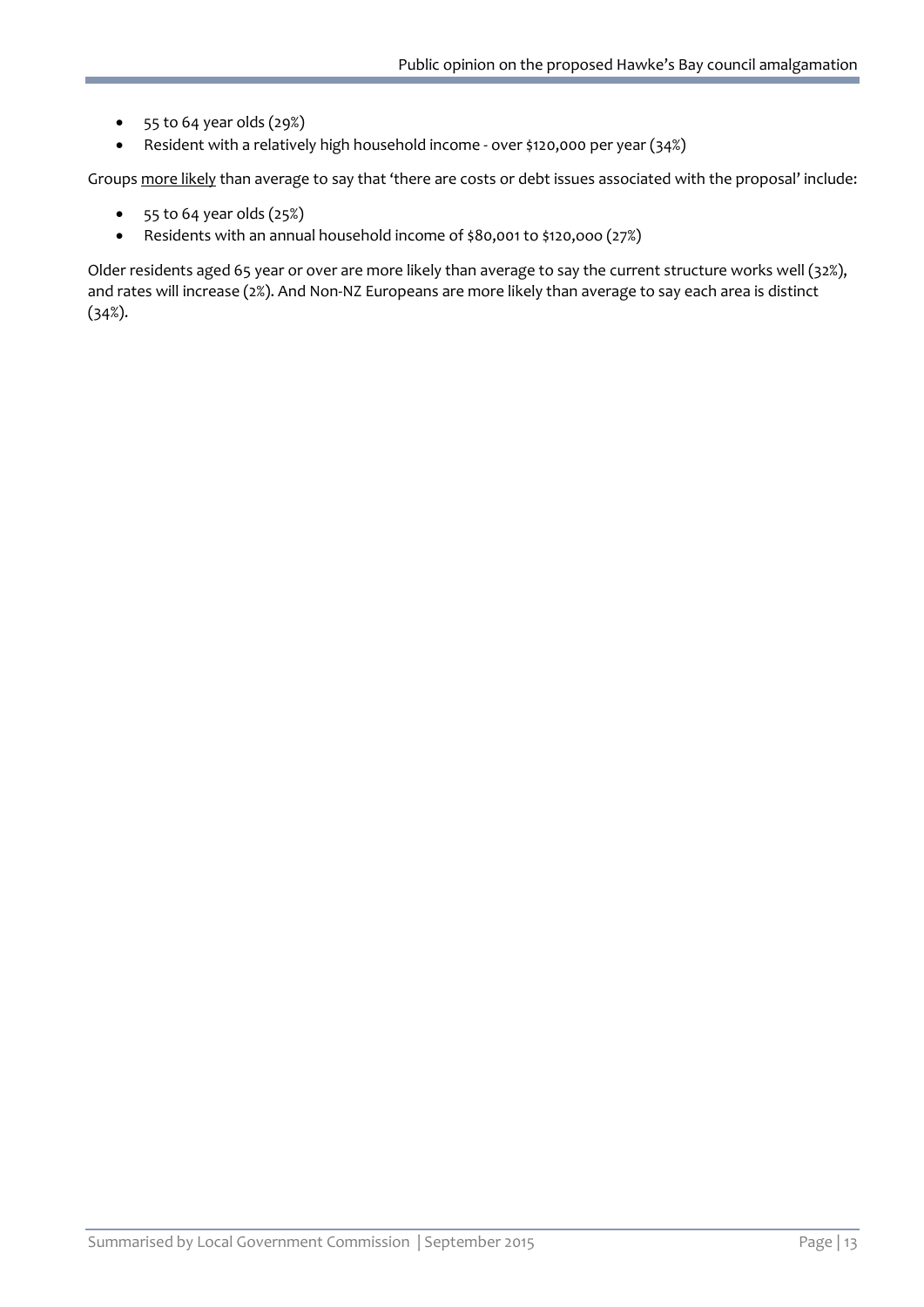- 55 to 64 year olds (29%)
- Resident with a relatively high household income - over $120,000 per year (34%)

Groups <u>more likely</u> than average to say that 'there are costs or debt issues associated with the proposal' include:

- 55 to 64 year olds (25%)
- Residents with an annual household income of $80,001 to $120,000 (27%)

Older residents aged 65 year or over are more likely than average to say the current structure works well (32%), and rates will increase (2%). And Non-NZ Europeans are more likely than average to say each area is distinct (34%).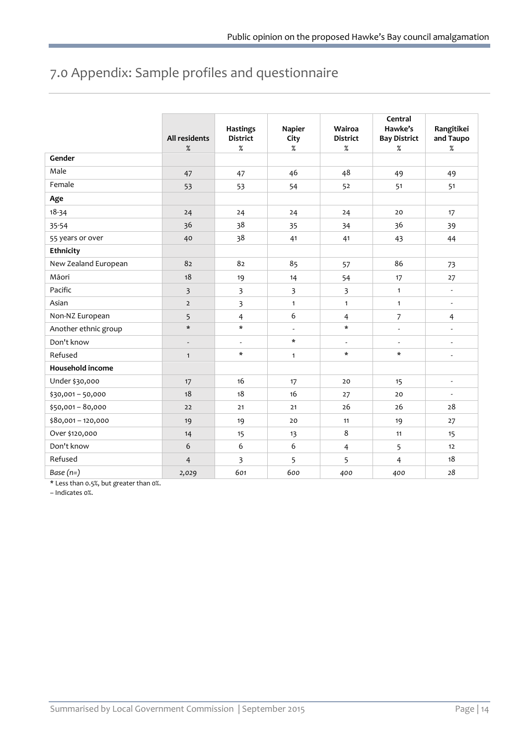# 7.0 Appendix: Sample profiles and questionnaire

| | All residents % | Hastings District % | Napier City % | Wairoa District % | Central Hawke's Bay District % | Rangitikei and Taupo % |
|---|---|---|---|---|---|---|
| **Gender** | | | | | | |
| Male | 47 | 47 | 46 | 48 | 49 | 49 |
| Female | 53 | 53 | 54 | 52 | 51 | 51 |
| **Age** | | | | | | |
| 18-34 | 24 | 24 | 24 | 24 | 20 | 17 |
| 35-54 | 36 | 38 | 35 | 34 | 36 | 39 |
| 55 years or over | 40 | 38 | 41 | 41 | 43 | 44 |
| **Ethnicity** | | | | | | |
| New Zealand European | 82 | 82 | 85 | 57 | 86 | 73 |
| Māori | 18 | 19 | 14 | 54 | 17 | 27 |
| Pacific | 3 | 3 | 3 | 3 | 1 | - |
| Asian | 2 | 3 | 1 | 1 | 1 | - |
| Non-NZ European | 5 | 4 | 6 | 4 | 7 | 4 |
| Another ethnic group | * | * | - | * | - | - |
| Don't know | - | - | * | - | - | - |
| Refused | 1 | * | 1 | * | * | - |
| **Household income** | | | | | | |
| Under $30,000 | 17 | 16 | 17 | 20 | 15 | - |
| $30,001 – 50,000 | 18 | 18 | 16 | 27 | 20 | - |
| $50,001 – 80,000 | 22 | 21 | 21 | 26 | 26 | 28 |
| $80,001 – 120,000 | 19 | 19 | 20 | 11 | 19 | 27 |
| Over $120,000 | 14 | 15 | 13 | 8 | 11 | 15 |
| Don't know | 6 | 6 | 6 | 4 | 5 | 12 |
| Refused | 4 | 3 | 5 | 5 | 4 | 18 |
| *Base (n=)* | *2,029* | *601* | *600* | *400* | *400* | *28* |

* Less than 0.5%, but greater than 0%.

– Indicates 0%.